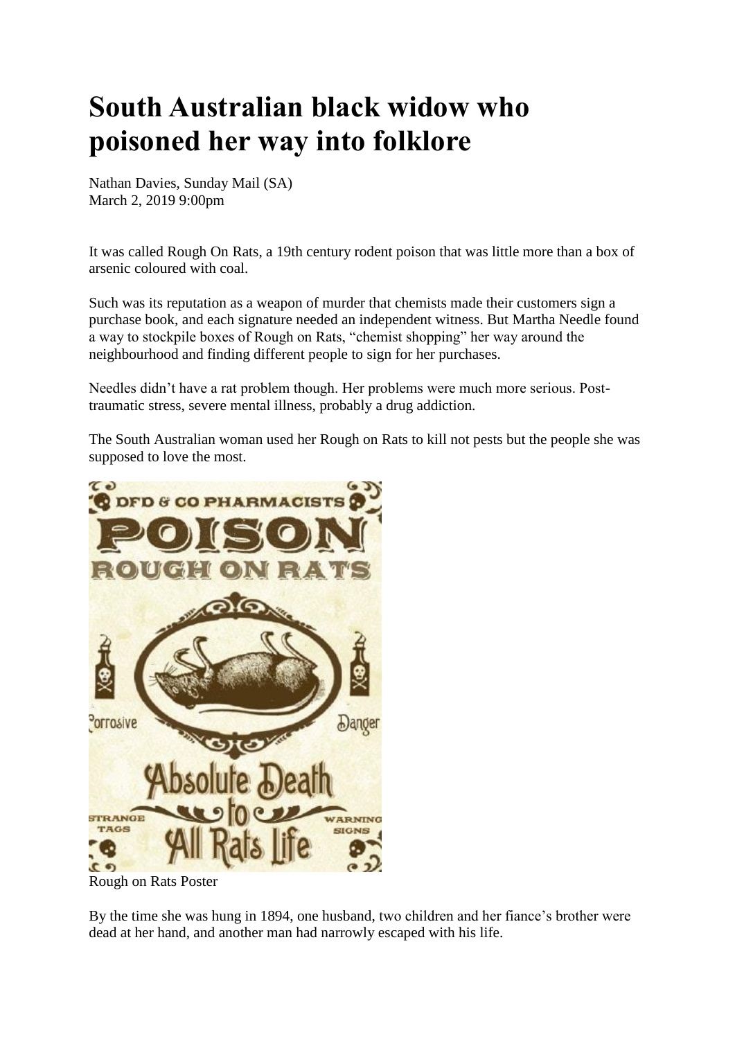# South Australian black widow who poisoned her way into folklore

Nathan Davies, Sunday Mail (SA)
March 2, 2019 9:00pm

It was called Rough On Rats, a 19th century rodent poison that was little more than a box of arsenic coloured with coal.

Such was its reputation as a weapon of murder that chemists made their customers sign a purchase book, and each signature needed an independent witness. But Martha Needle found a way to stockpile boxes of Rough on Rats, "chemist shopping" her way around the neighbourhood and finding different people to sign for her purchases.

Needles didn't have a rat problem though. Her problems were much more serious. Post-traumatic stress, severe mental illness, probably a drug addiction.

The South Australian woman used her Rough on Rats to kill not pests but the people she was supposed to love the most.

Rough on Rats Poster

By the time she was hung in 1894, one husband, two children and her fiance's brother were dead at her hand, and another man had narrowly escaped with his life.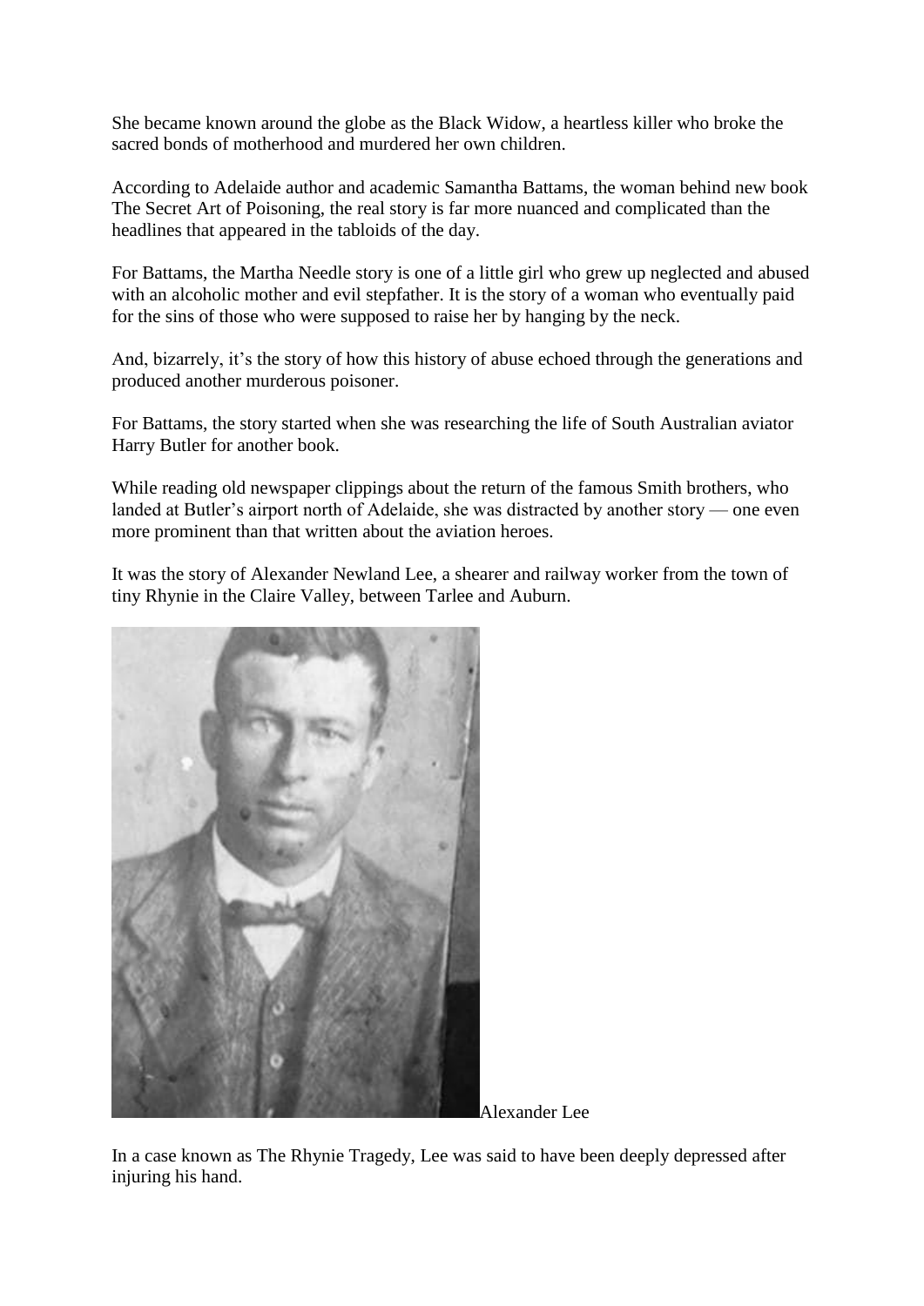She became known around the globe as the Black Widow, a heartless killer who broke the sacred bonds of motherhood and murdered her own children.

According to Adelaide author and academic Samantha Battams, the woman behind new book The Secret Art of Poisoning, the real story is far more nuanced and complicated than the headlines that appeared in the tabloids of the day.

For Battams, the Martha Needle story is one of a little girl who grew up neglected and abused with an alcoholic mother and evil stepfather. It is the story of a woman who eventually paid for the sins of those who were supposed to raise her by hanging by the neck.

And, bizarrely, it's the story of how this history of abuse echoed through the generations and produced another murderous poisoner.

For Battams, the story started when she was researching the life of South Australian aviator Harry Butler for another book.

While reading old newspaper clippings about the return of the famous Smith brothers, who landed at Butler's airport north of Adelaide, she was distracted by another story — one even more prominent than that written about the aviation heroes.

It was the story of Alexander Newland Lee, a shearer and railway worker from the town of tiny Rhynie in the Claire Valley, between Tarlee and Auburn.

Alexander Lee

In a case known as The Rhynie Tragedy, Lee was said to have been deeply depressed after injuring his hand.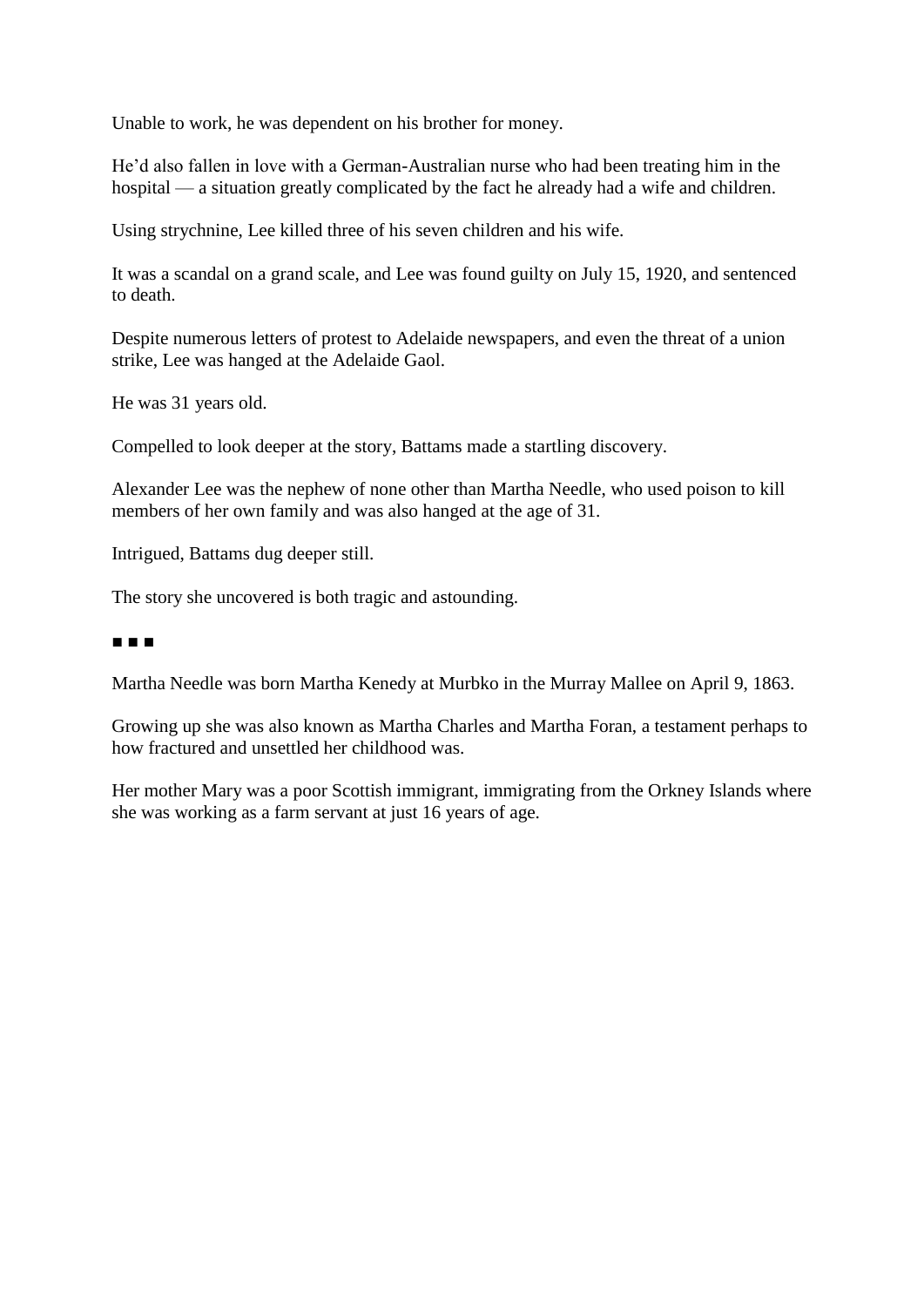Unable to work, he was dependent on his brother for money.

He'd also fallen in love with a German-Australian nurse who had been treating him in the hospital — a situation greatly complicated by the fact he already had a wife and children.

Using strychnine, Lee killed three of his seven children and his wife.

It was a scandal on a grand scale, and Lee was found guilty on July 15, 1920, and sentenced to death.

Despite numerous letters of protest to Adelaide newspapers, and even the threat of a union strike, Lee was hanged at the Adelaide Gaol.

He was 31 years old.

Compelled to look deeper at the story, Battams made a startling discovery.

Alexander Lee was the nephew of none other than Martha Needle, who used poison to kill members of her own family and was also hanged at the age of 31.

Intrigued, Battams dug deeper still.

The story she uncovered is both tragic and astounding.

■ ■ ■

Martha Needle was born Martha Kenedy at Murbko in the Murray Mallee on April 9, 1863.

Growing up she was also known as Martha Charles and Martha Foran, a testament perhaps to how fractured and unsettled her childhood was.

Her mother Mary was a poor Scottish immigrant, immigrating from the Orkney Islands where she was working as a farm servant at just 16 years of age.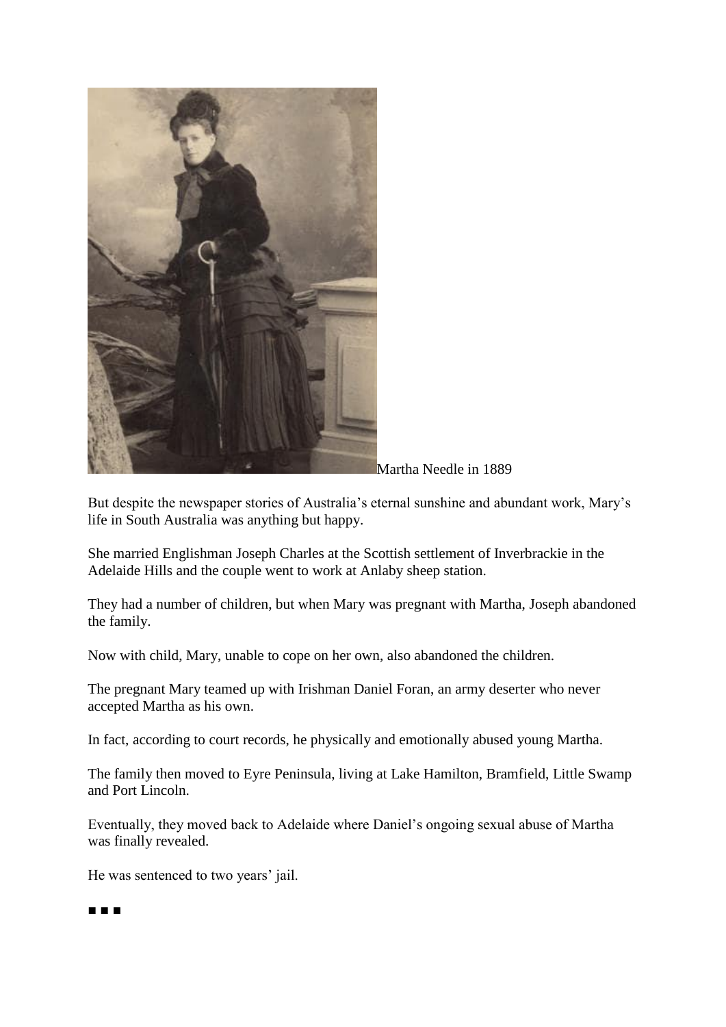Martha Needle in 1889

But despite the newspaper stories of Australia's eternal sunshine and abundant work, Mary's life in South Australia was anything but happy.

She married Englishman Joseph Charles at the Scottish settlement of Inverbrackie in the Adelaide Hills and the couple went to work at Anlaby sheep station.

They had a number of children, but when Mary was pregnant with Martha, Joseph abandoned the family.

Now with child, Mary, unable to cope on her own, also abandoned the children.

The pregnant Mary teamed up with Irishman Daniel Foran, an army deserter who never accepted Martha as his own.

In fact, according to court records, he physically and emotionally abused young Martha.

The family then moved to Eyre Peninsula, living at Lake Hamilton, Bramfield, Little Swamp and Port Lincoln.

Eventually, they moved back to Adelaide where Daniel's ongoing sexual abuse of Martha was finally revealed.

He was sentenced to two years' jail.

■ ■ ■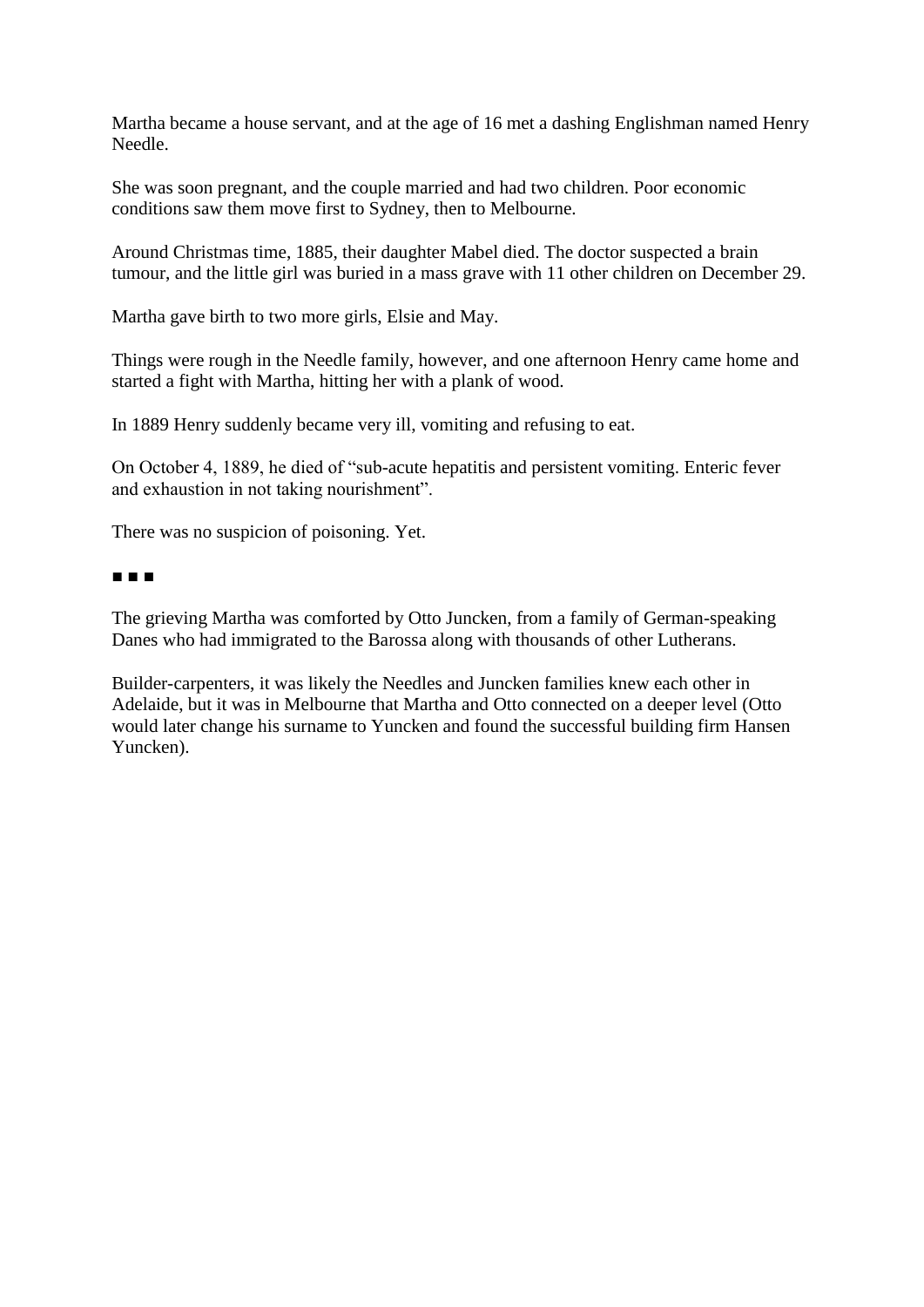Martha became a house servant, and at the age of 16 met a dashing Englishman named Henry Needle.

She was soon pregnant, and the couple married and had two children. Poor economic conditions saw them move first to Sydney, then to Melbourne.

Around Christmas time, 1885, their daughter Mabel died. The doctor suspected a brain tumour, and the little girl was buried in a mass grave with 11 other children on December 29.

Martha gave birth to two more girls, Elsie and May.

Things were rough in the Needle family, however, and one afternoon Henry came home and started a fight with Martha, hitting her with a plank of wood.

In 1889 Henry suddenly became very ill, vomiting and refusing to eat.

On October 4, 1889, he died of "sub-acute hepatitis and persistent vomiting. Enteric fever and exhaustion in not taking nourishment".

There was no suspicion of poisoning. Yet.

■ ■ ■

The grieving Martha was comforted by Otto Juncken, from a family of German-speaking Danes who had immigrated to the Barossa along with thousands of other Lutherans.

Builder-carpenters, it was likely the Needles and Juncken families knew each other in Adelaide, but it was in Melbourne that Martha and Otto connected on a deeper level (Otto would later change his surname to Yuncken and found the successful building firm Hansen Yuncken).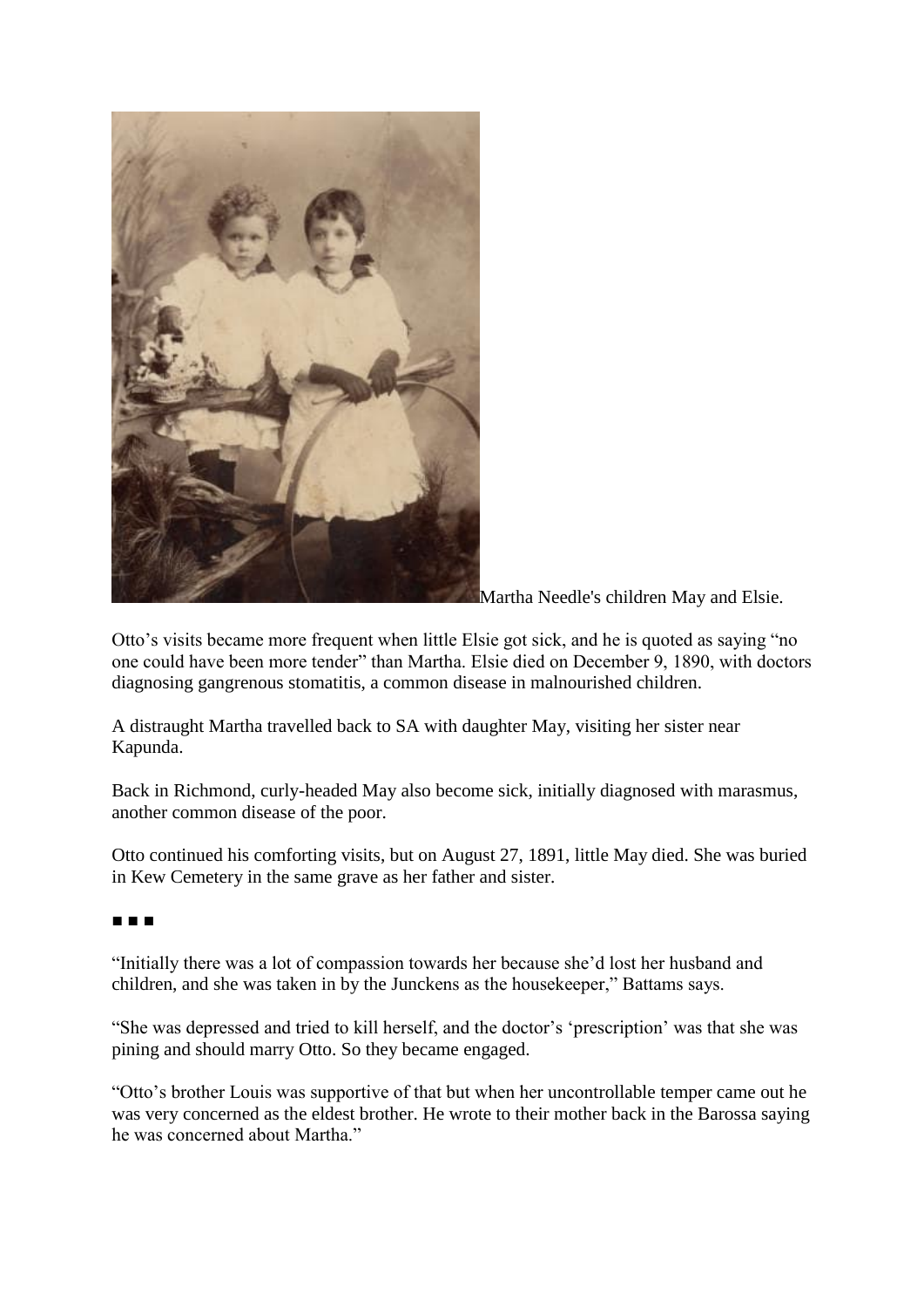Martha Needle's children May and Elsie.

Otto's visits became more frequent when little Elsie got sick, and he is quoted as saying "no one could have been more tender" than Martha. Elsie died on December 9, 1890, with doctors diagnosing gangrenous stomatitis, a common disease in malnourished children.

A distraught Martha travelled back to SA with daughter May, visiting her sister near Kapunda.

Back in Richmond, curly-headed May also become sick, initially diagnosed with marasmus, another common disease of the poor.

Otto continued his comforting visits, but on August 27, 1891, little May died. She was buried in Kew Cemetery in the same grave as her father and sister.

■ ■ ■

"Initially there was a lot of compassion towards her because she'd lost her husband and children, and she was taken in by the Junckens as the housekeeper," Battams says.

"She was depressed and tried to kill herself, and the doctor's 'prescription' was that she was pining and should marry Otto. So they became engaged.

"Otto's brother Louis was supportive of that but when her uncontrollable temper came out he was very concerned as the eldest brother. He wrote to their mother back in the Barossa saying he was concerned about Martha."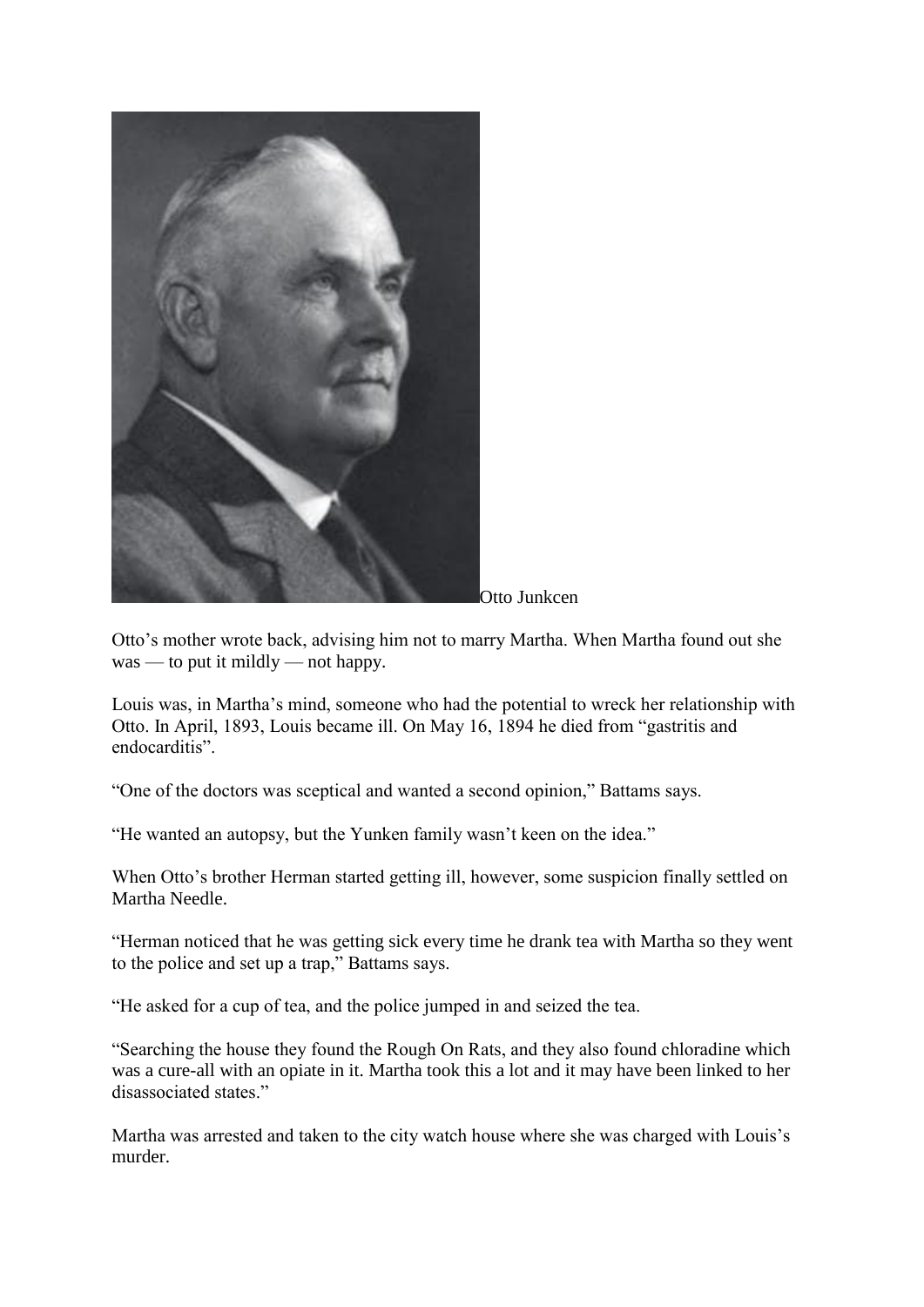Otto Junkcen

Otto's mother wrote back, advising him not to marry Martha. When Martha found out she was — to put it mildly — not happy.

Louis was, in Martha's mind, someone who had the potential to wreck her relationship with Otto. In April, 1893, Louis became ill. On May 16, 1894 he died from "gastritis and endocarditis".

"One of the doctors was sceptical and wanted a second opinion," Battams says.

"He wanted an autopsy, but the Yunken family wasn't keen on the idea."

When Otto's brother Herman started getting ill, however, some suspicion finally settled on Martha Needle.

"Herman noticed that he was getting sick every time he drank tea with Martha so they went to the police and set up a trap," Battams says.

"He asked for a cup of tea, and the police jumped in and seized the tea.

"Searching the house they found the Rough On Rats, and they also found chloradine which was a cure-all with an opiate in it. Martha took this a lot and it may have been linked to her disassociated states."

Martha was arrested and taken to the city watch house where she was charged with Louis's murder.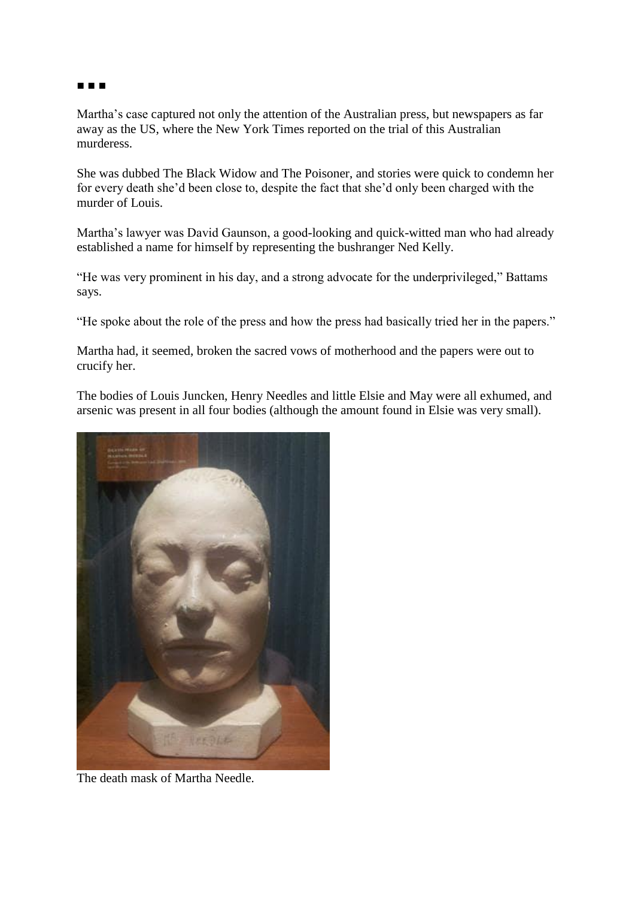■ ■ ■

Martha's case captured not only the attention of the Australian press, but newspapers as far away as the US, where the New York Times reported on the trial of this Australian murderess.

She was dubbed The Black Widow and The Poisoner, and stories were quick to condemn her for every death she'd been close to, despite the fact that she'd only been charged with the murder of Louis.

Martha's lawyer was David Gaunson, a good-looking and quick-witted man who had already established a name for himself by representing the bushranger Ned Kelly.

"He was very prominent in his day, and a strong advocate for the underprivileged," Battams says.

"He spoke about the role of the press and how the press had basically tried her in the papers."

Martha had, it seemed, broken the sacred vows of motherhood and the papers were out to crucify her.

The bodies of Louis Juncken, Henry Needles and little Elsie and May were all exhumed, and arsenic was present in all four bodies (although the amount found in Elsie was very small).

The death mask of Martha Needle.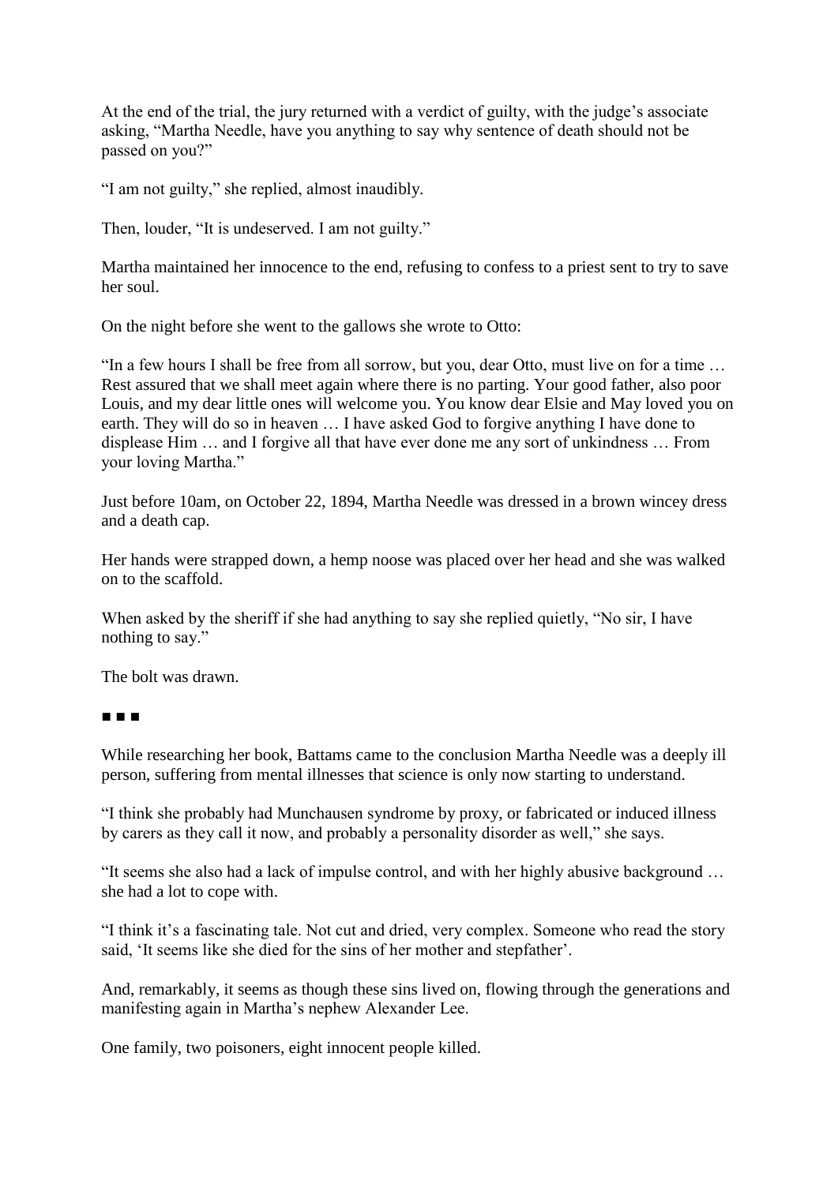At the end of the trial, the jury returned with a verdict of guilty, with the judge's associate asking, "Martha Needle, have you anything to say why sentence of death should not be passed on you?"

"I am not guilty," she replied, almost inaudibly.

Then, louder, "It is undeserved. I am not guilty."

Martha maintained her innocence to the end, refusing to confess to a priest sent to try to save her soul.

On the night before she went to the gallows she wrote to Otto:

"In a few hours I shall be free from all sorrow, but you, dear Otto, must live on for a time … Rest assured that we shall meet again where there is no parting. Your good father, also poor Louis, and my dear little ones will welcome you. You know dear Elsie and May loved you on earth. They will do so in heaven … I have asked God to forgive anything I have done to displease Him … and I forgive all that have ever done me any sort of unkindness … From your loving Martha."

Just before 10am, on October 22, 1894, Martha Needle was dressed in a brown wincey dress and a death cap.

Her hands were strapped down, a hemp noose was placed over her head and she was walked on to the scaffold.

When asked by the sheriff if she had anything to say she replied quietly, "No sir, I have nothing to say."

The bolt was drawn.

■ ■ ■

While researching her book, Battams came to the conclusion Martha Needle was a deeply ill person, suffering from mental illnesses that science is only now starting to understand.

"I think she probably had Munchausen syndrome by proxy, or fabricated or induced illness by carers as they call it now, and probably a personality disorder as well," she says.

"It seems she also had a lack of impulse control, and with her highly abusive background … she had a lot to cope with.

"I think it's a fascinating tale. Not cut and dried, very complex. Someone who read the story said, 'It seems like she died for the sins of her mother and stepfather'.

And, remarkably, it seems as though these sins lived on, flowing through the generations and manifesting again in Martha's nephew Alexander Lee.

One family, two poisoners, eight innocent people killed.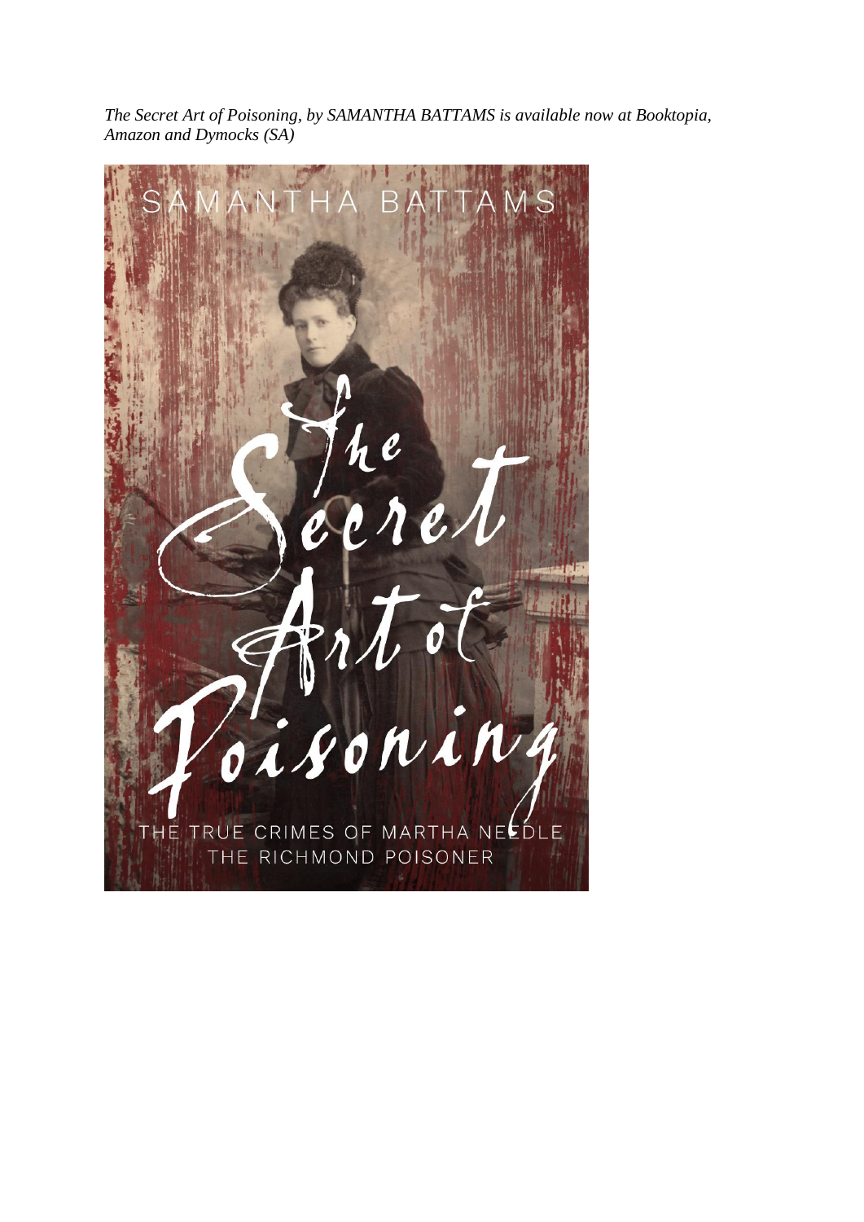*The Secret Art of Poisoning, by SAMANTHA BATTAMS is available now at Booktopia, Amazon and Dymocks (SA)*

SAMANTHA BATTAMS

The Secret Art of Poisoning

THE TRUE CRIMES OF MARTHA NEEDLE
THE RICHMOND POISONER